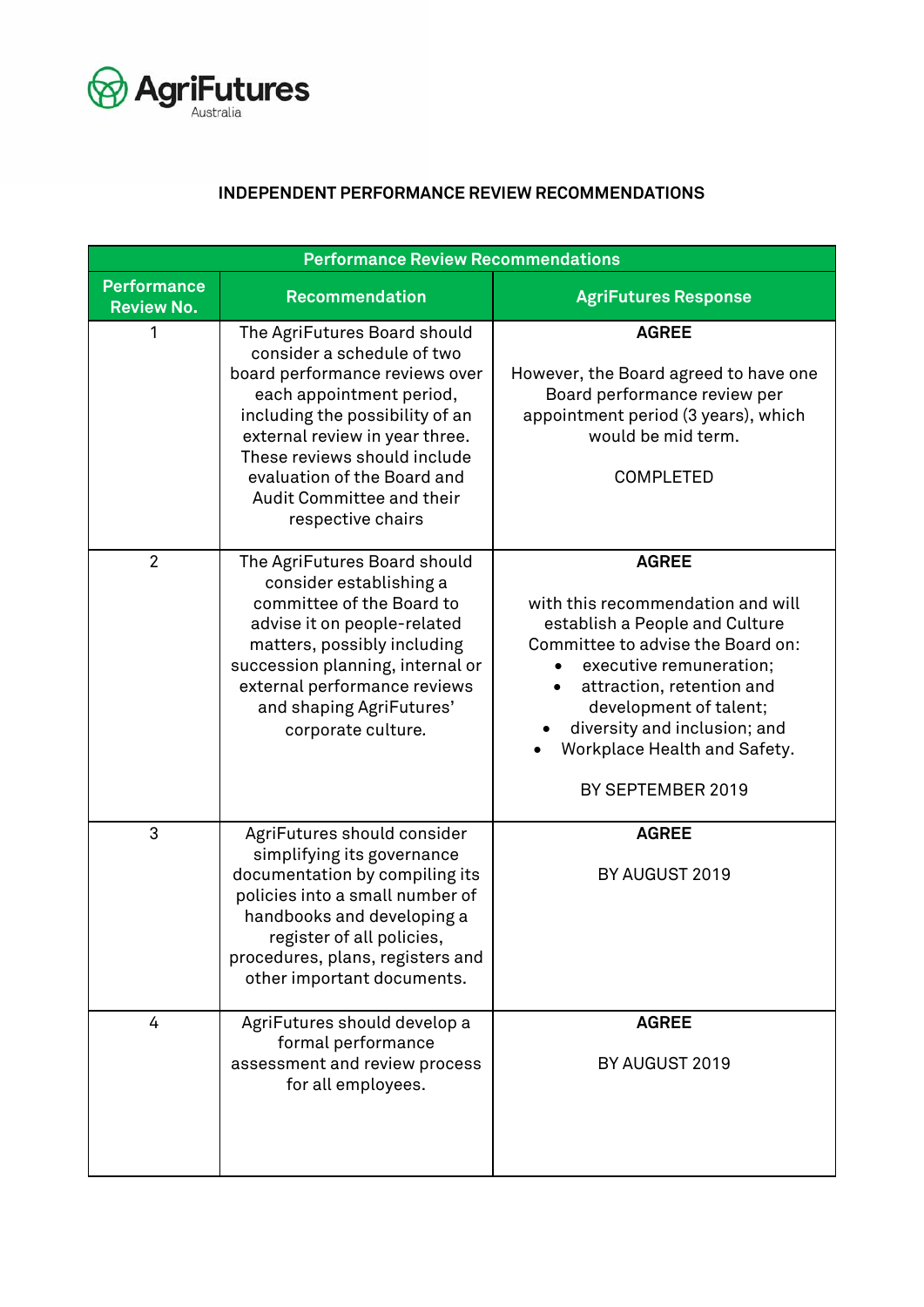AgriFutures Australia

## INDEPENDENT PERFORMANCE REVIEW RECOMMENDATIONS

| Performance Review Recommendations | | |
|---|---|---|
| **Performance Review No.** | **Recommendation** | **AgriFutures Response** |
| 1 | The AgriFutures Board should consider a schedule of two board performance reviews over each appointment period, including the possibility of an external review in year three. These reviews should include evaluation of the Board and Audit Committee and their respective chairs | **AGREE**<br><br>However, the Board agreed to have one Board performance review per appointment period (3 years), which would be mid term.<br><br>COMPLETED |
| 2 | The AgriFutures Board should consider establishing a committee of the Board to advise it on people-related matters, possibly including succession planning, internal or external performance reviews and shaping AgriFutures' corporate culture. | **AGREE**<br><br>with this recommendation and will establish a People and Culture Committee to advise the Board on:<br>• executive remuneration;<br>• attraction, retention and development of talent;<br>• diversity and inclusion; and<br>• Workplace Health and Safety.<br><br>BY SEPTEMBER 2019 |
| 3 | AgriFutures should consider simplifying its governance documentation by compiling its policies into a small number of handbooks and developing a register of all policies, procedures, plans, registers and other important documents. | **AGREE**<br><br>BY AUGUST 2019 |
| 4 | AgriFutures should develop a formal performance assessment and review process for all employees. | **AGREE**<br><br>BY AUGUST 2019 |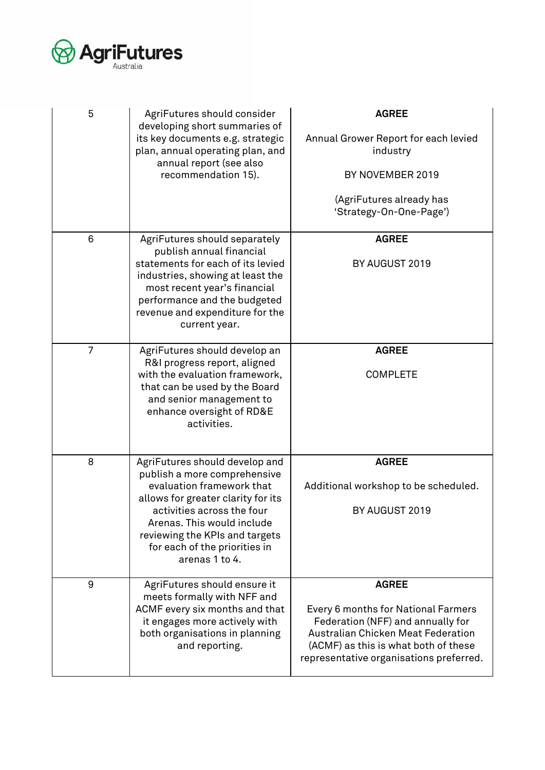| | | |
|---|---|---|
| 5 | AgriFutures should consider developing short summaries of its key documents e.g. strategic plan, annual operating plan, and annual report (see also recommendation 15). | **AGREE**<br><br>Annual Grower Report for each levied industry<br><br>BY NOVEMBER 2019<br><br>(AgriFutures already has 'Strategy-On-One-Page') |
| 6 | AgriFutures should separately publish annual financial statements for each of its levied industries, showing at least the most recent year's financial performance and the budgeted revenue and expenditure for the current year. | **AGREE**<br><br>BY AUGUST 2019 |
| 7 | AgriFutures should develop an R&I progress report, aligned with the evaluation framework, that can be used by the Board and senior management to enhance oversight of RD&E activities. | **AGREE**<br><br>COMPLETE |
| 8 | AgriFutures should develop and publish a more comprehensive evaluation framework that allows for greater clarity for its activities across the four Arenas. This would include reviewing the KPIs and targets for each of the priorities in arenas 1 to 4. | **AGREE**<br><br>Additional workshop to be scheduled.<br><br>BY AUGUST 2019 |
| 9 | AgriFutures should ensure it meets formally with NFF and ACMF every six months and that it engages more actively with both organisations in planning and reporting. | **AGREE**<br><br>Every 6 months for National Farmers Federation (NFF) and annually for Australian Chicken Meat Federation (ACMF) as this is what both of these representative organisations preferred. |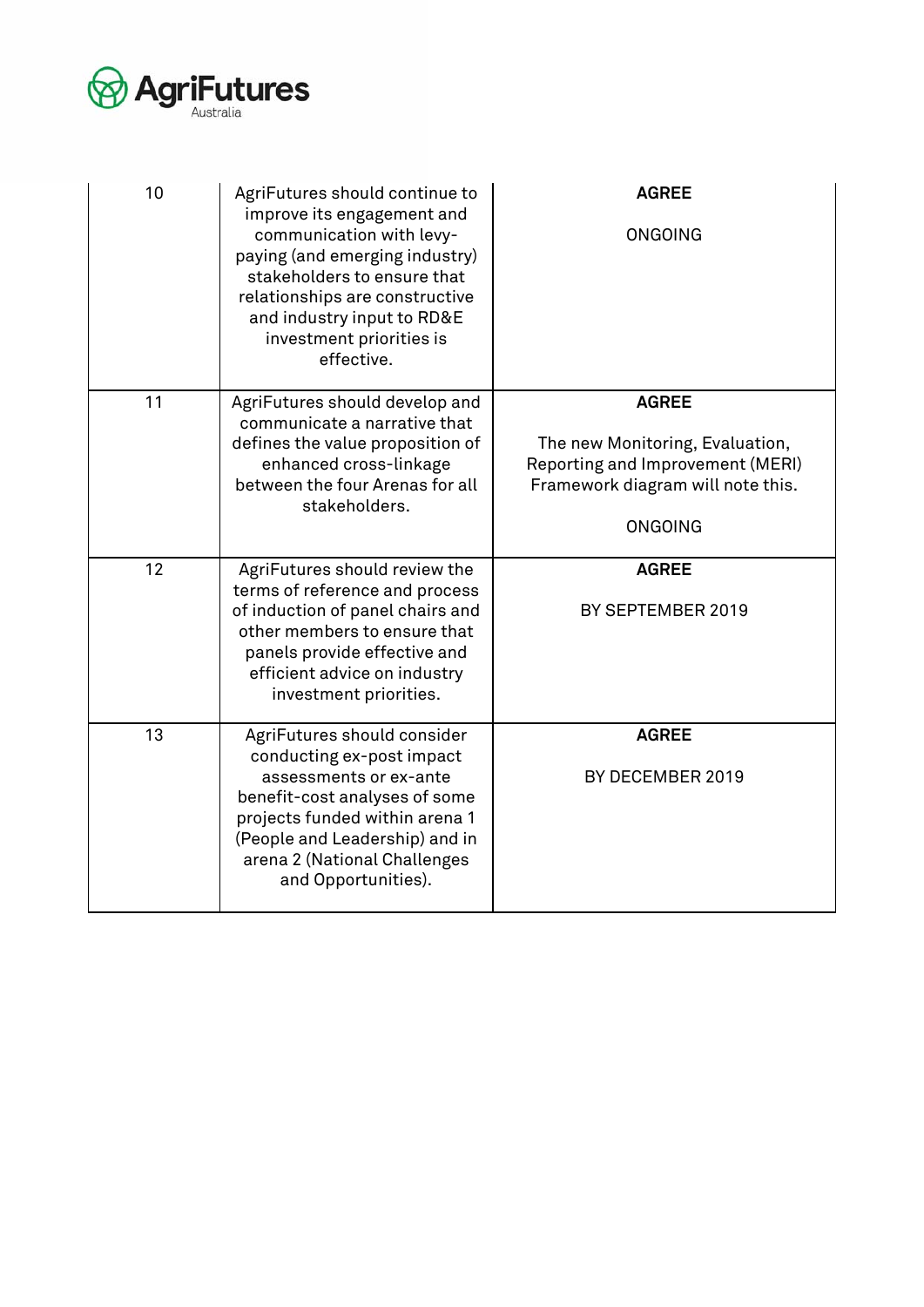| | | |
|---|---|---|
| 10 | AgriFutures should continue to improve its engagement and communication with levy-paying (and emerging industry) stakeholders to ensure that relationships are constructive and industry input to RD&E investment priorities is effective. | **AGREE**<br><br>ONGOING |
| 11 | AgriFutures should develop and communicate a narrative that defines the value proposition of enhanced cross-linkage between the four Arenas for all stakeholders. | **AGREE**<br><br>The new Monitoring, Evaluation, Reporting and Improvement (MERI) Framework diagram will note this.<br><br>ONGOING |
| 12 | AgriFutures should review the terms of reference and process of induction of panel chairs and other members to ensure that panels provide effective and efficient advice on industry investment priorities. | **AGREE**<br><br>BY SEPTEMBER 2019 |
| 13 | AgriFutures should consider conducting ex-post impact assessments or ex-ante benefit-cost analyses of some projects funded within arena 1 (People and Leadership) and in arena 2 (National Challenges and Opportunities). | **AGREE**<br><br>BY DECEMBER 2019 |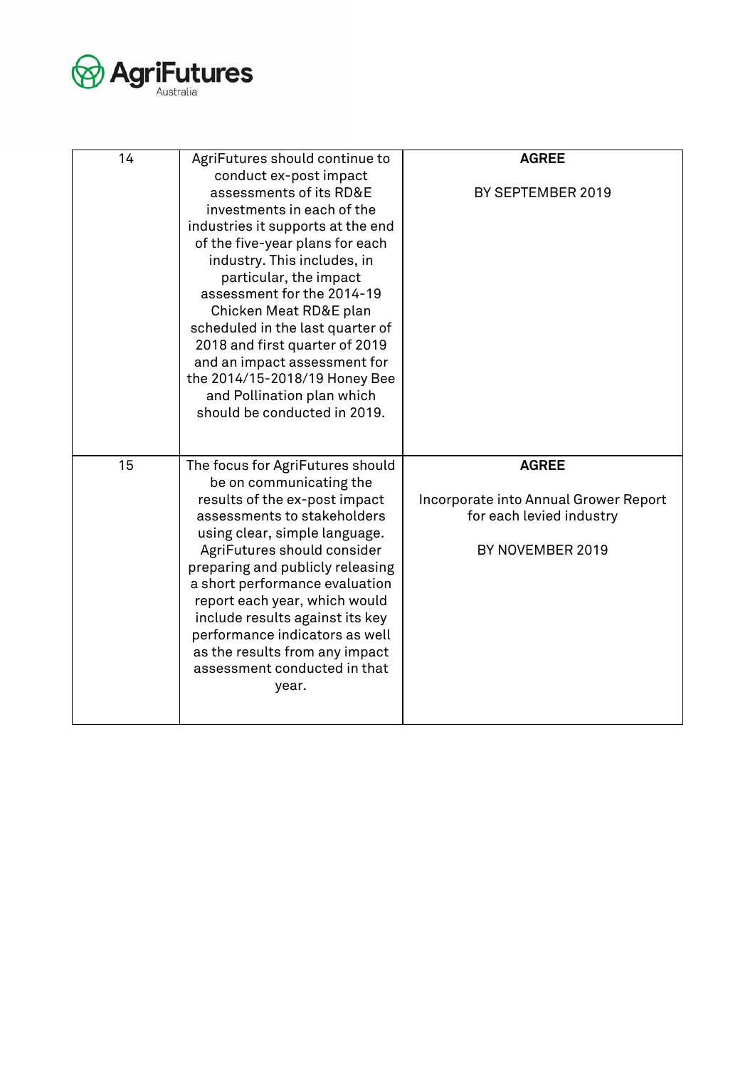| | | |
|---|---|---|
| 14 | AgriFutures should continue to conduct ex-post impact assessments of its RD&E investments in each of the industries it supports at the end of the five-year plans for each industry. This includes, in particular, the impact assessment for the 2014-19 Chicken Meat RD&E plan scheduled in the last quarter of 2018 and first quarter of 2019 and an impact assessment for the 2014/15-2018/19 Honey Bee and Pollination plan which should be conducted in 2019. | **AGREE**<br><br>BY SEPTEMBER 2019 |
| 15 | The focus for AgriFutures should be on communicating the results of the ex-post impact assessments to stakeholders using clear, simple language. AgriFutures should consider preparing and publicly releasing a short performance evaluation report each year, which would include results against its key performance indicators as well as the results from any impact assessment conducted in that year. | **AGREE**<br><br>Incorporate into Annual Grower Report for each levied industry<br><br>BY NOVEMBER 2019 |